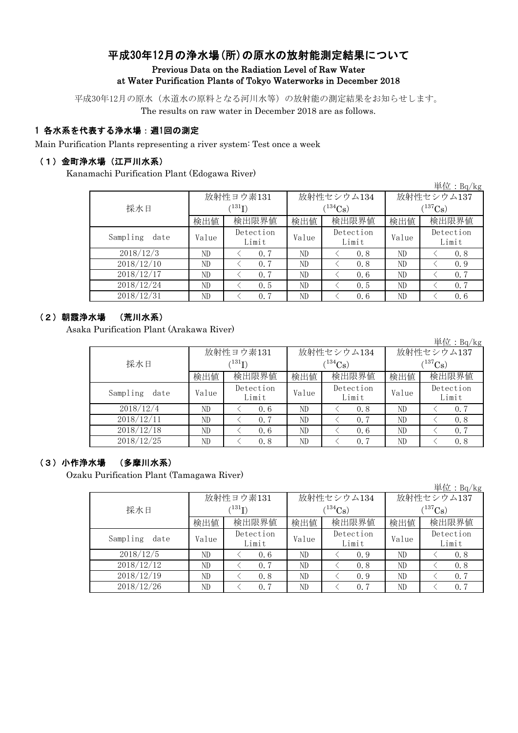# 平成30年12月の浄水場(所)の原水の放射能測定結果について

## Previous Data on the Radiation Level of Raw Water at Water Purification Plants of Tokyo Waterworks in December 2018

平成30年12月の原水（水道水の原料となる河川水等）の放射能の測定結果をお知らせします。
The results on raw water in December 2018 are as follows.

### 1 各水系を代表する浄水場：週1回の測定

Main Purification Plants representing a river system: Test once a week

#### （1）金町浄水場（江戸川水系）

Kanamachi Purification Plant (Edogawa River)

単位：Bq/kg

| 採水日 | 放射性ヨウ素131 ($^{131}I$) | | 放射性セシウム134 ($^{134}Cs$) | | 放射性セシウム137 ($^{137}Cs$) | |
|---|---|---|---|---|---|---|
| | 検出値 | 検出限界値 | 検出値 | 検出限界値 | 検出値 | 検出限界値 |
| Sampling date | Value | Detection Limit | Value | Detection Limit | Value | Detection Limit |
| 2018/12/3 | ND | ＜ 0.7 | ND | ＜ 0.8 | ND | ＜ 0.8 |
| 2018/12/10 | ND | ＜ 0.7 | ND | ＜ 0.8 | ND | ＜ 0.9 |
| 2018/12/17 | ND | ＜ 0.7 | ND | ＜ 0.6 | ND | ＜ 0.7 |
| 2018/12/24 | ND | ＜ 0.5 | ND | ＜ 0.5 | ND | ＜ 0.7 |
| 2018/12/31 | ND | ＜ 0.7 | ND | ＜ 0.6 | ND | ＜ 0.6 |

#### （2）朝霞浄水場 （荒川水系）

Asaka Purification Plant (Arakawa River)

単位：Bq/kg

| 採水日 | 放射性ヨウ素131 ($^{131}I$) | | 放射性セシウム134 ($^{134}Cs$) | | 放射性セシウム137 ($^{137}Cs$) | |
|---|---|---|---|---|---|---|
| | 検出値 | 検出限界値 | 検出値 | 検出限界値 | 検出値 | 検出限界値 |
| Sampling date | Value | Detection Limit | Value | Detection Limit | Value | Detection Limit |
| 2018/12/4 | ND | ＜ 0.6 | ND | ＜ 0.8 | ND | ＜ 0.7 |
| 2018/12/11 | ND | ＜ 0.7 | ND | ＜ 0.7 | ND | ＜ 0.8 |
| 2018/12/18 | ND | ＜ 0.6 | ND | ＜ 0.6 | ND | ＜ 0.7 |
| 2018/12/25 | ND | ＜ 0.8 | ND | ＜ 0.7 | ND | ＜ 0.8 |

#### （3）小作浄水場 （多摩川水系）

Ozaku Purification Plant (Tamagawa River)

単位：Bq/kg

| 採水日 | 放射性ヨウ素131 ($^{131}I$) | | 放射性セシウム134 ($^{134}Cs$) | | 放射性セシウム137 ($^{137}Cs$) | |
|---|---|---|---|---|---|---|
| | 検出値 | 検出限界値 | 検出値 | 検出限界値 | 検出値 | 検出限界値 |
| Sampling date | Value | Detection Limit | Value | Detection Limit | Value | Detection Limit |
| 2018/12/5 | ND | ＜ 0.6 | ND | ＜ 0.9 | ND | ＜ 0.8 |
| 2018/12/12 | ND | ＜ 0.7 | ND | ＜ 0.8 | ND | ＜ 0.8 |
| 2018/12/19 | ND | ＜ 0.8 | ND | ＜ 0.9 | ND | ＜ 0.7 |
| 2018/12/26 | ND | ＜ 0.7 | ND | ＜ 0.7 | ND | ＜ 0.7 |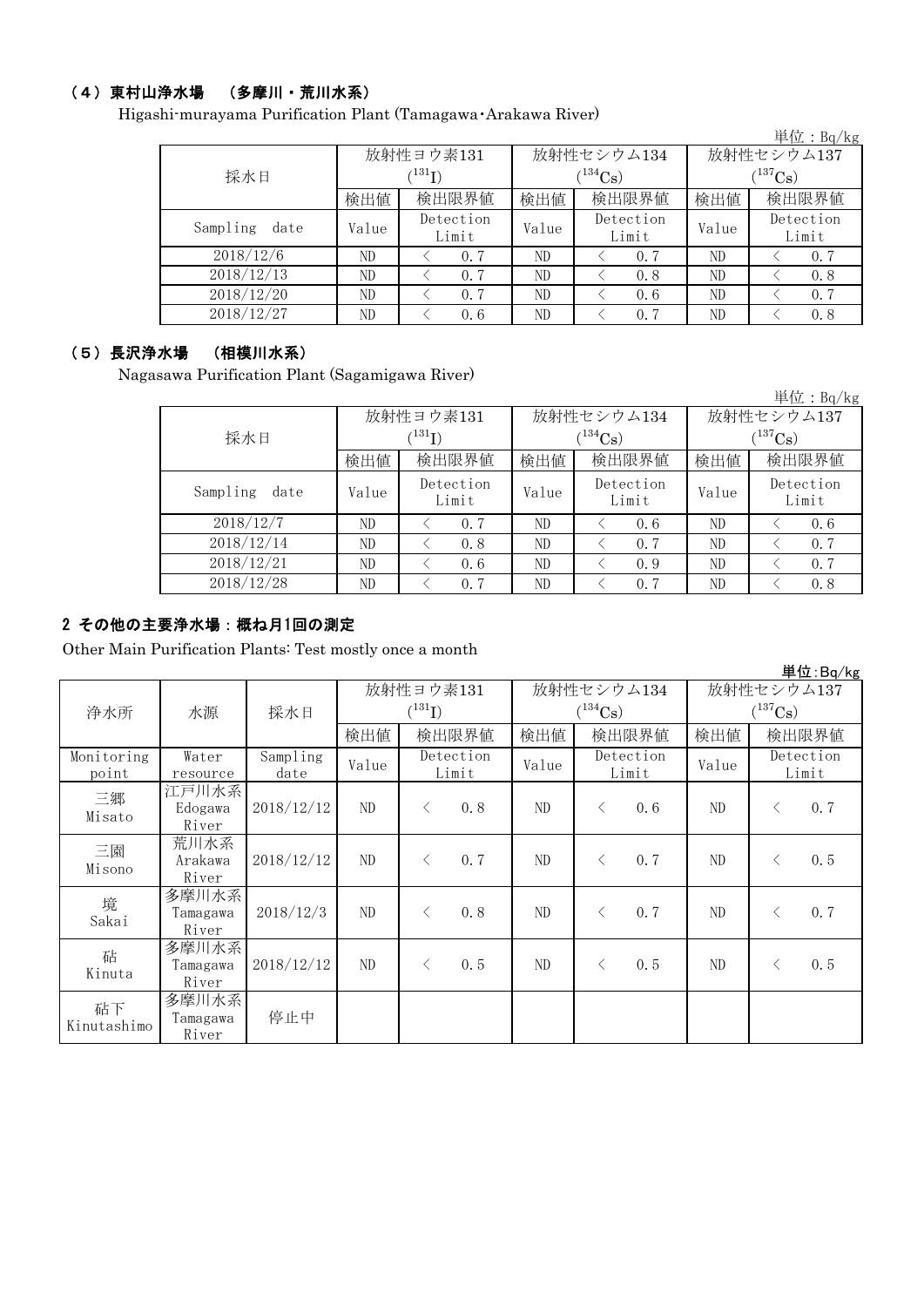### （4）東村山浄水場　（多摩川・荒川水系）

Higashi-murayama Purification Plant (Tamagawa･Arakawa River)

単位：Bq/kg

| 採水日 | 放射性ヨウ素131 ($^{131}I$) | | 放射性セシウム134 ($^{134}Cs$) | | 放射性セシウム137 ($^{137}Cs$) | |
|---|---|---|---|---|---|---|
| | 検出値 | 検出限界値 | 検出値 | 検出限界値 | 検出値 | 検出限界値 |
| Sampling date | Value | Detection Limit | Value | Detection Limit | Value | Detection Limit |
| 2018/12/6 | ND | ＜ 0.7 | ND | ＜ 0.7 | ND | ＜ 0.7 |
| 2018/12/13 | ND | ＜ 0.7 | ND | ＜ 0.8 | ND | ＜ 0.8 |
| 2018/12/20 | ND | ＜ 0.7 | ND | ＜ 0.6 | ND | ＜ 0.7 |
| 2018/12/27 | ND | ＜ 0.6 | ND | ＜ 0.7 | ND | ＜ 0.8 |

### （5）長沢浄水場　（相模川水系）

Nagasawa Purification Plant (Sagamigawa River)

単位：Bq/kg

| 採水日 | 放射性ヨウ素131 ($^{131}I$) | | 放射性セシウム134 ($^{134}Cs$) | | 放射性セシウム137 ($^{137}Cs$) | |
|---|---|---|---|---|---|---|
| | 検出値 | 検出限界値 | 検出値 | 検出限界値 | 検出値 | 検出限界値 |
| Sampling date | Value | Detection Limit | Value | Detection Limit | Value | Detection Limit |
| 2018/12/7 | ND | ＜ 0.7 | ND | ＜ 0.6 | ND | ＜ 0.6 |
| 2018/12/14 | ND | ＜ 0.8 | ND | ＜ 0.7 | ND | ＜ 0.7 |
| 2018/12/21 | ND | ＜ 0.6 | ND | ＜ 0.9 | ND | ＜ 0.7 |
| 2018/12/28 | ND | ＜ 0.7 | ND | ＜ 0.7 | ND | ＜ 0.8 |

## 2 その他の主要浄水場：概ね月1回の測定

Other Main Purification Plants: Test mostly once a month

単位:Bq/kg

| 浄水所 | 水源 | 採水日 | 放射性ヨウ素131 ($^{131}I$) | | 放射性セシウム134 ($^{134}Cs$) | | 放射性セシウム137 ($^{137}Cs$) | |
|---|---|---|---|---|---|---|---|---|
| | | | 検出値 | 検出限界値 | 検出値 | 検出限界値 | 検出値 | 検出限界値 |
| Monitoring point | Water resource | Sampling date | Value | Detection Limit | Value | Detection Limit | Value | Detection Limit |
| 三郷 Misato | 江戸川水系 Edogawa River | 2018/12/12 | ND | ＜ 0.8 | ND | ＜ 0.6 | ND | ＜ 0.7 |
| 三園 Misono | 荒川水系 Arakawa River | 2018/12/12 | ND | ＜ 0.7 | ND | ＜ 0.7 | ND | ＜ 0.5 |
| 境 Sakai | 多摩川水系 Tamagawa River | 2018/12/3 | ND | ＜ 0.8 | ND | ＜ 0.7 | ND | ＜ 0.7 |
| 砧 Kinuta | 多摩川水系 Tamagawa River | 2018/12/12 | ND | ＜ 0.5 | ND | ＜ 0.5 | ND | ＜ 0.5 |
| 砧下 Kinutashimo | 多摩川水系 Tamagawa River | 停止中 | | | | | | |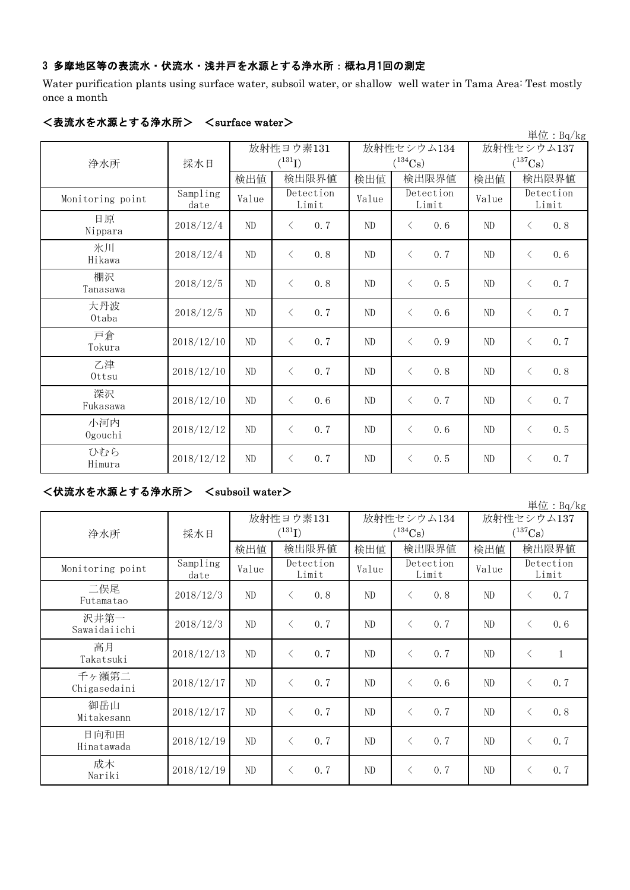### 3 多摩地区等の表流水・伏流水・浅井戸を水源とする浄水所：概ね月1回の測定

Water purification plants using surface water, subsoil water, or shallow well water in Tama Area: Test mostly once a month

#### <表流水を水源とする浄水所> <surface water>

単位：Bq/kg

| 浄水所 | 採水日 | 放射性ヨウ素131 ($^{131}I$) | | 放射性セシウム134 ($^{134}Cs$) | | 放射性セシウム137 ($^{137}Cs$) | |
|---|---|---|---|---|---|---|---|
| | | 検出値 | 検出限界値 | 検出値 | 検出限界値 | 検出値 | 検出限界値 |
| Monitoring point | Sampling date | Value | Detection Limit | Value | Detection Limit | Value | Detection Limit |
| 日原 Nippara | 2018/12/4 | ND | < 0.7 | ND | < 0.6 | ND | < 0.8 |
| 氷川 Hikawa | 2018/12/4 | ND | < 0.8 | ND | < 0.7 | ND | < 0.6 |
| 棚沢 Tanasawa | 2018/12/5 | ND | < 0.8 | ND | < 0.5 | ND | < 0.7 |
| 大丹波 Otaba | 2018/12/5 | ND | < 0.7 | ND | < 0.6 | ND | < 0.7 |
| 戸倉 Tokura | 2018/12/10 | ND | < 0.7 | ND | < 0.9 | ND | < 0.7 |
| 乙津 Ottsu | 2018/12/10 | ND | < 0.7 | ND | < 0.8 | ND | < 0.8 |
| 深沢 Fukasawa | 2018/12/10 | ND | < 0.6 | ND | < 0.7 | ND | < 0.7 |
| 小河内 Ogouchi | 2018/12/12 | ND | < 0.7 | ND | < 0.6 | ND | < 0.5 |
| ひむら Himura | 2018/12/12 | ND | < 0.7 | ND | < 0.5 | ND | < 0.7 |

#### <伏流水を水源とする浄水所> <subsoil water>

単位：Bq/kg

| 浄水所 | 採水日 | 放射性ヨウ素131 ($^{131}I$) | | 放射性セシウム134 ($^{134}Cs$) | | 放射性セシウム137 ($^{137}Cs$) | |
|---|---|---|---|---|---|---|---|
| | | 検出値 | 検出限界値 | 検出値 | 検出限界値 | 検出値 | 検出限界値 |
| Monitoring point | Sampling date | Value | Detection Limit | Value | Detection Limit | Value | Detection Limit |
| 二俣尾 Futamatao | 2018/12/3 | ND | < 0.8 | ND | < 0.8 | ND | < 0.7 |
| 沢井第一 Sawaidaiichi | 2018/12/3 | ND | < 0.7 | ND | < 0.7 | ND | < 0.6 |
| 高月 Takatsuki | 2018/12/13 | ND | < 0.7 | ND | < 0.7 | ND | < 1 |
| 千ヶ瀬第二 Chigasedaini | 2018/12/17 | ND | < 0.7 | ND | < 0.6 | ND | < 0.7 |
| 御岳山 Mitakesann | 2018/12/17 | ND | < 0.7 | ND | < 0.7 | ND | < 0.8 |
| 日向和田 Hinatawada | 2018/12/19 | ND | < 0.7 | ND | < 0.7 | ND | < 0.7 |
| 成木 Nariki | 2018/12/19 | ND | < 0.7 | ND | < 0.7 | ND | < 0.7 |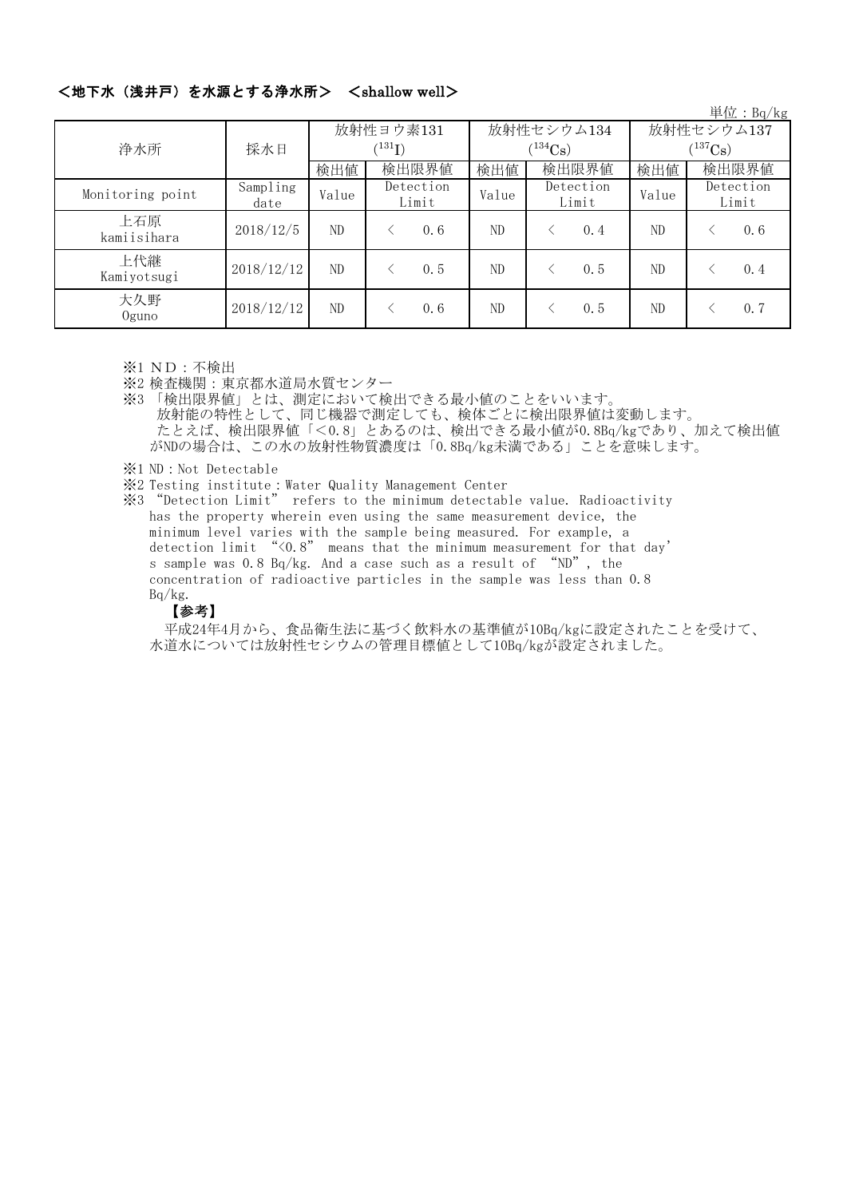## ＜地下水（浅井戸）を水源とする浄水所＞　＜shallow well＞

単位：Bq/kg

| 浄水所 | 採水日 | 放射性ヨウ素131 ($^{131}I$) | | 放射性セシウム134 ($^{134}Cs$) | | 放射性セシウム137 ($^{137}Cs$) | |
|---|---|---|---|---|---|---|---|
| | | 検出値 | 検出限界値 | 検出値 | 検出限界値 | 検出値 | 検出限界値 |
| Monitoring point | Sampling date | Value | Detection Limit | Value | Detection Limit | Value | Detection Limit |
| 上石原 kamiisihara | 2018/12/5 | ND | ＜ 0.6 | ND | ＜ 0.4 | ND | ＜ 0.6 |
| 上代継 Kamiyotsugi | 2018/12/12 | ND | ＜ 0.5 | ND | ＜ 0.5 | ND | ＜ 0.4 |
| 大久野 Oguno | 2018/12/12 | ND | ＜ 0.6 | ND | ＜ 0.5 | ND | ＜ 0.7 |

※1 ＮＤ：不検出

※2 検査機関：東京都水道局水質センター

※3 「検出限界値」とは、測定において検出できる最小値のことをいいます。
　放射能の特性として、同じ機器で測定しても、検体ごとに検出限界値は変動します。
　たとえば、検出限界値「＜0.8」とあるのは、検出できる最小値が0.8Bq/kgであり、加えて検出値がNDの場合は、この水の放射性物質濃度は「0.8Bq/kg未満である」ことを意味します。

※1 ND：Not Detectable

※2 Testing institute：Water Quality Management Center

※3 "Detection Limit" refers to the minimum detectable value. Radioactivity has the property wherein even using the same measurement device, the minimum level varies with the sample being measured. For example, a detection limit "<0.8" means that the minimum measurement for that day's sample was 0.8 Bq/kg. And a case such as a result of "ND", the concentration of radioactive particles in the sample was less than 0.8 Bq/kg.

**【参考】**

　平成24年4月から、食品衛生法に基づく飲料水の基準値が10Bq/kgに設定されたことを受けて、水道水については放射性セシウムの管理目標値として10Bq/kgが設定されました。